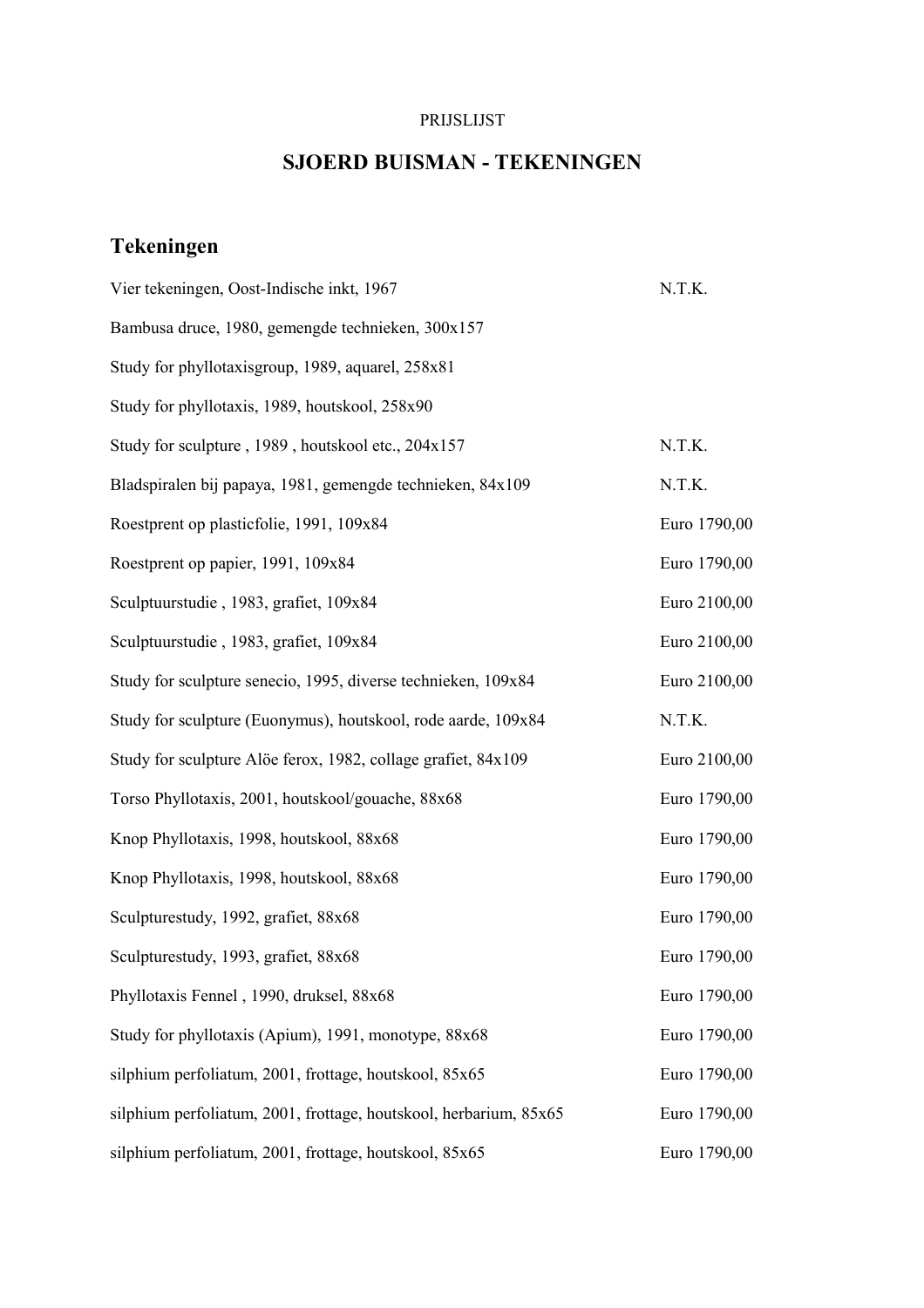PRIJSLIJST

# SJOERD BUISMAN - TEKENINGEN

## Tekeningen

| | |
|---|---|
| Vier tekeningen, Oost-Indische inkt, 1967 | N.T.K. |
| Bambusa druce, 1980, gemengde technieken, 300x157 | |
| Study for phyllotaxisgroup, 1989, aquarel, 258x81 | |
| Study for phyllotaxis, 1989, houtskool, 258x90 | |
| Study for sculpture , 1989 , houtskool etc., 204x157 | N.T.K. |
| Bladspiralen bij papaya, 1981, gemengde technieken, 84x109 | N.T.K. |
| Roestprent op plasticfolie, 1991, 109x84 | Euro 1790,00 |
| Roestprent op papier, 1991, 109x84 | Euro 1790,00 |
| Sculptuurstudie , 1983, grafiet, 109x84 | Euro 2100,00 |
| Sculptuurstudie , 1983, grafiet, 109x84 | Euro 2100,00 |
| Study for sculpture senecio, 1995, diverse technieken, 109x84 | Euro 2100,00 |
| Study for sculpture (Euonymus), houtskool, rode aarde, 109x84 | N.T.K. |
| Study for sculpture Alöe ferox, 1982, collage grafiet, 84x109 | Euro 2100,00 |
| Torso Phyllotaxis, 2001, houtskool/gouache, 88x68 | Euro 1790,00 |
| Knop Phyllotaxis, 1998, houtskool, 88x68 | Euro 1790,00 |
| Knop Phyllotaxis, 1998, houtskool, 88x68 | Euro 1790,00 |
| Sculpturestudy, 1992, grafiet, 88x68 | Euro 1790,00 |
| Sculpturestudy, 1993, grafiet, 88x68 | Euro 1790,00 |
| Phyllotaxis Fennel , 1990, druksel, 88x68 | Euro 1790,00 |
| Study for phyllotaxis (Apium), 1991, monotype, 88x68 | Euro 1790,00 |
| silphium perfoliatum, 2001, frottage, houtskool, 85x65 | Euro 1790,00 |
| silphium perfoliatum, 2001, frottage, houtskool, herbarium, 85x65 | Euro 1790,00 |
| silphium perfoliatum, 2001, frottage, houtskool, 85x65 | Euro 1790,00 |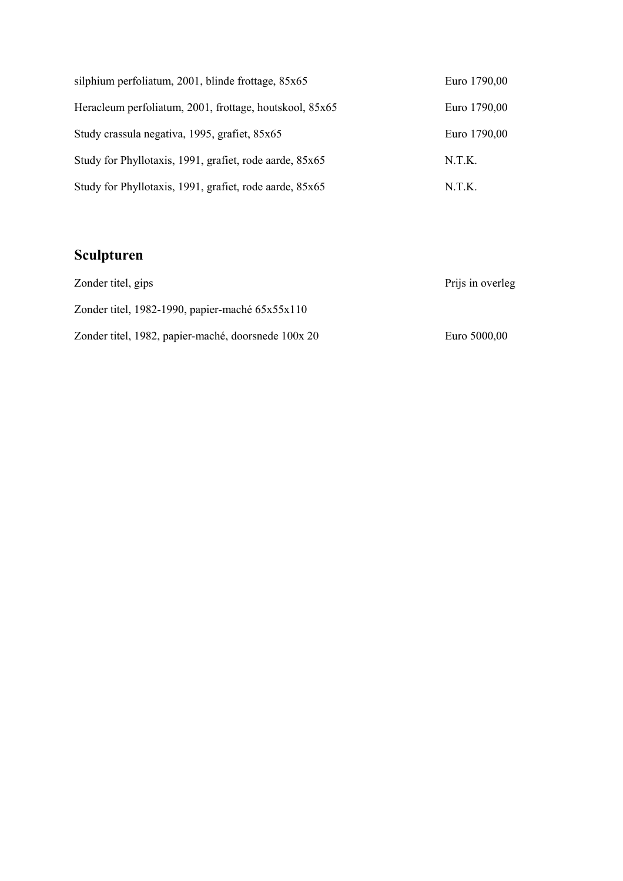| | |
|---|---|
| silphium perfoliatum, 2001, blinde frottage, 85x65 | Euro 1790,00 |
| Heracleum perfoliatum, 2001, frottage, houtskool, 85x65 | Euro 1790,00 |
| Study crassula negativa, 1995, grafiet, 85x65 | Euro 1790,00 |
| Study for Phyllotaxis, 1991, grafiet, rode aarde, 85x65 | N.T.K. |
| Study for Phyllotaxis, 1991, grafiet, rode aarde, 85x65 | N.T.K. |

## Sculpturen

| | |
|---|---|
| Zonder titel, gips | Prijs in overleg |
| Zonder titel, 1982-1990, papier-maché 65x55x110 | |
| Zonder titel, 1982, papier-maché, doorsnede 100x 20 | Euro 5000,00 |